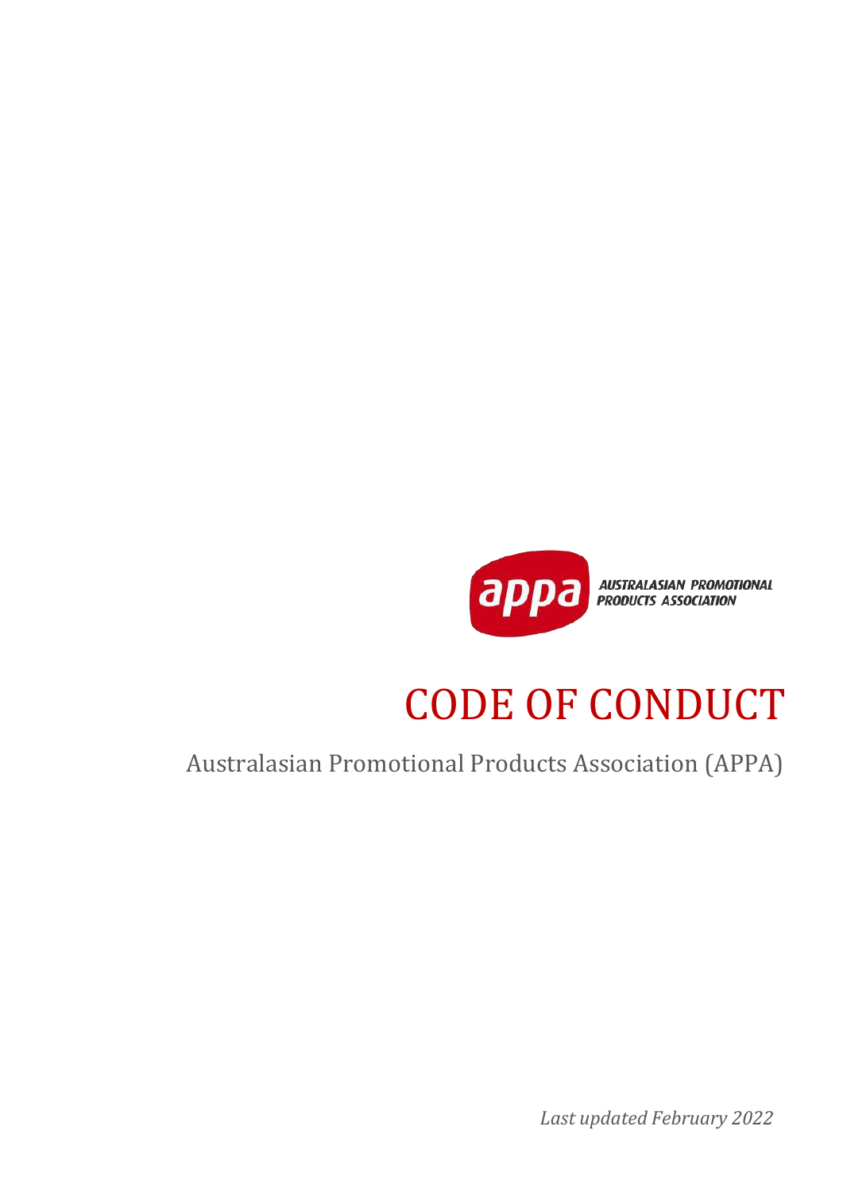appa AUSTRALASIAN PROMOTIONAL PRODUCTS ASSOCIATION

# CODE OF CONDUCT

Australasian Promotional Products Association (APPA)

*Last updated February 2022*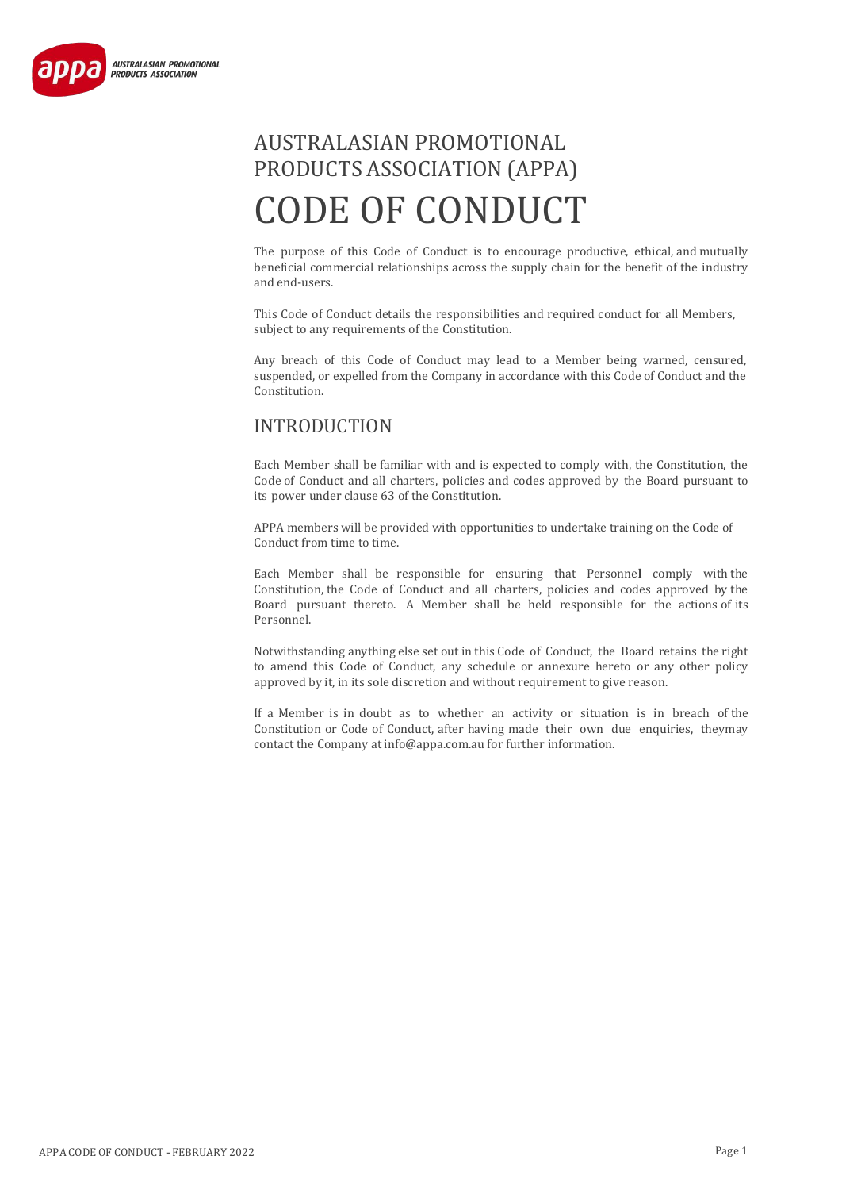# AUSTRALASIAN PROMOTIONAL PRODUCTS ASSOCIATION (APPA)

# CODE OF CONDUCT

The purpose of this Code of Conduct is to encourage productive, ethical, and mutually beneficial commercial relationships across the supply chain for the benefit of the industry and end-users.

This Code of Conduct details the responsibilities and required conduct for all Members, subject to any requirements of the Constitution.

Any breach of this Code of Conduct may lead to a Member being warned, censured, suspended, or expelled from the Company in accordance with this Code of Conduct and the Constitution.

## INTRODUCTION

Each Member shall be familiar with and is expected to comply with, the Constitution, the Code of Conduct and all charters, policies and codes approved by the Board pursuant to its power under clause 63 of the Constitution.

APPA members will be provided with opportunities to undertake training on the Code of Conduct from time to time.

Each Member shall be responsible for ensuring that Personnel comply with the Constitution, the Code of Conduct and all charters, policies and codes approved by the Board pursuant thereto. A Member shall be held responsible for the actions of its Personnel.

Notwithstanding anything else set out in this Code of Conduct, the Board retains the right to amend this Code of Conduct, any schedule or annexure hereto or any other policy approved by it, in its sole discretion and without requirement to give reason.

If a Member is in doubt as to whether an activity or situation is in breach of the Constitution or Code of Conduct, after having made their own due enquiries, theymay contact the Company at info@appa.com.au for further information.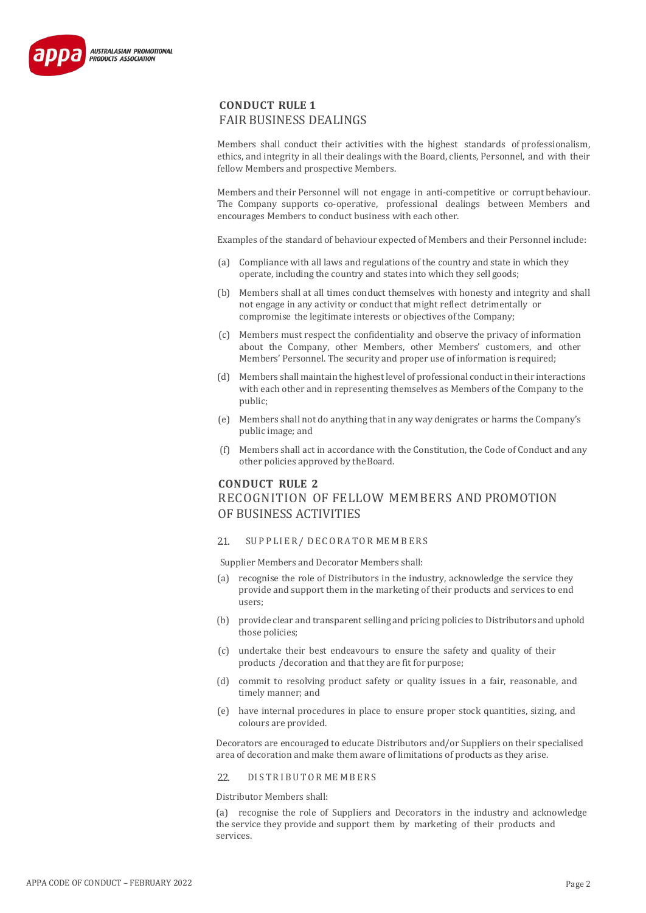## CONDUCT RULE 1
## FAIR BUSINESS DEALINGS

Members shall conduct their activities with the highest standards of professionalism, ethics, and integrity in all their dealings with the Board, clients, Personnel, and with their fellow Members and prospective Members.

Members and their Personnel will not engage in anti-competitive or corrupt behaviour. The Company supports co-operative, professional dealings between Members and encourages Members to conduct business with each other.

Examples of the standard of behaviour expected of Members and their Personnel include:

(a) Compliance with all laws and regulations of the country and state in which they operate, including the country and states into which they sell goods;

(b) Members shall at all times conduct themselves with honesty and integrity and shall not engage in any activity or conduct that might reflect detrimentally or compromise the legitimate interests or objectives of the Company;

(c) Members must respect the confidentiality and observe the privacy of information about the Company, other Members, other Members' customers, and other Members' Personnel. The security and proper use of information is required;

(d) Members shall maintain the highest level of professional conduct in their interactions with each other and in representing themselves as Members of the Company to the public;

(e) Members shall not do anything that in any way denigrates or harms the Company's public image; and

(f) Members shall act in accordance with the Constitution, the Code of Conduct and any other policies approved by the Board.

## CONDUCT RULE 2
## RECOGNITION OF FELLOW MEMBERS AND PROMOTION OF BUSINESS ACTIVITIES

### 2.1. SUPPLIER/ DECORATOR MEMBERS

Supplier Members and Decorator Members shall:

(a) recognise the role of Distributors in the industry, acknowledge the service they provide and support them in the marketing of their products and services to end users;

(b) provide clear and transparent selling and pricing policies to Distributors and uphold those policies;

(c) undertake their best endeavours to ensure the safety and quality of their products /decoration and that they are fit for purpose;

(d) commit to resolving product safety or quality issues in a fair, reasonable, and timely manner; and

(e) have internal procedures in place to ensure proper stock quantities, sizing, and colours are provided.

Decorators are encouraged to educate Distributors and/or Suppliers on their specialised area of decoration and make them aware of limitations of products as they arise.

### 2.2. DISTRIBUTOR MEMBERS

Distributor Members shall:

(a) recognise the role of Suppliers and Decorators in the industry and acknowledge the service they provide and support them by marketing of their products and services.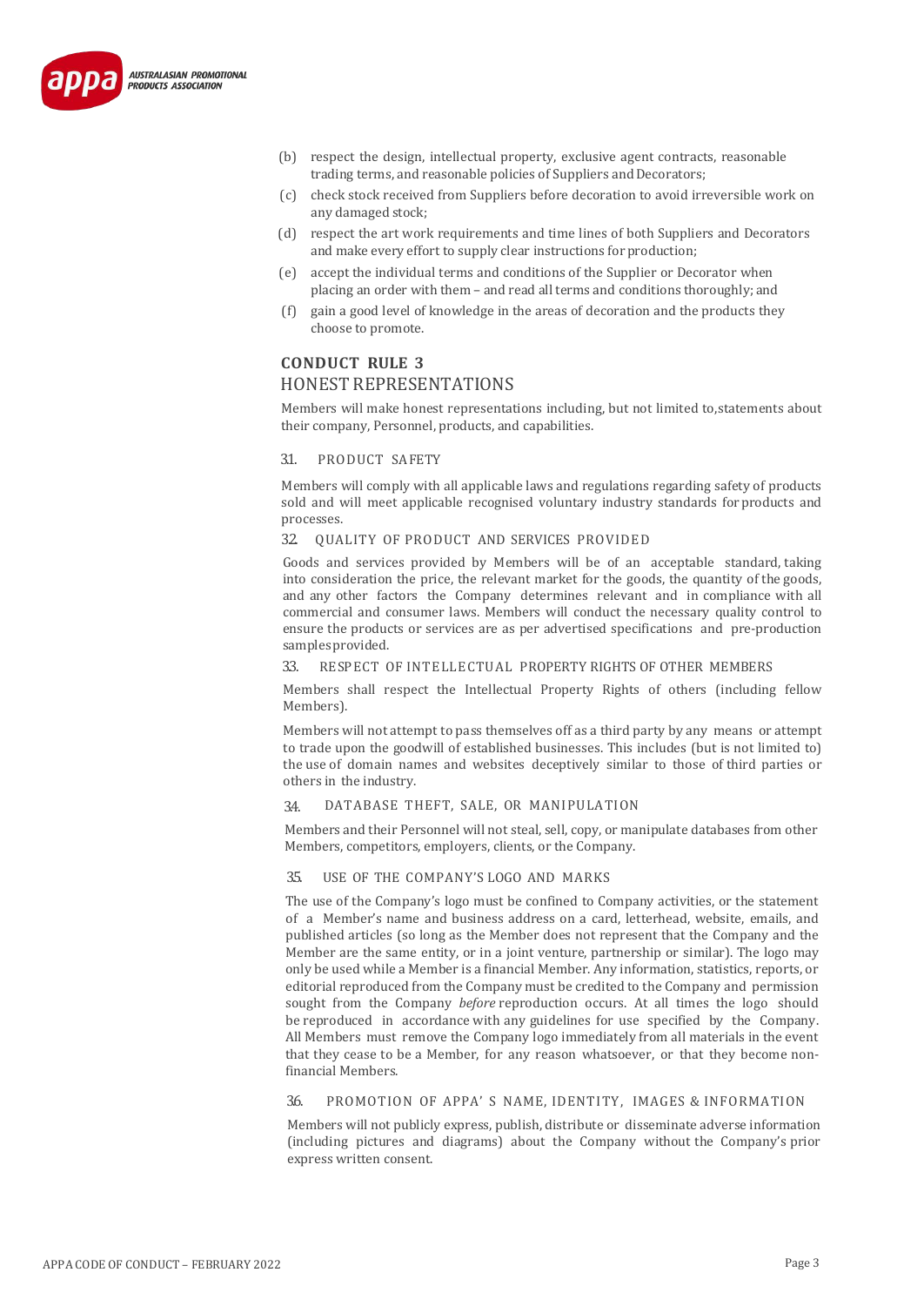(b) respect the design, intellectual property, exclusive agent contracts, reasonable trading terms, and reasonable policies of Suppliers and Decorators;

(c) check stock received from Suppliers before decoration to avoid irreversible work on any damaged stock;

(d) respect the art work requirements and time lines of both Suppliers and Decorators and make every effort to supply clear instructions for production;

(e) accept the individual terms and conditions of the Supplier or Decorator when placing an order with them – and read all terms and conditions thoroughly; and

(f) gain a good level of knowledge in the areas of decoration and the products they choose to promote.

## CONDUCT RULE 3

## HONEST REPRESENTATIONS

Members will make honest representations including, but not limited to, statements about their company, Personnel, products, and capabilities.

### 3.1. PRODUCT SAFETY

Members will comply with all applicable laws and regulations regarding safety of products sold and will meet applicable recognised voluntary industry standards for products and processes.

### 3.2. QUALITY OF PRODUCT AND SERVICES PROVIDED

Goods and services provided by Members will be of an acceptable standard, taking into consideration the price, the relevant market for the goods, the quantity of the goods, and any other factors the Company determines relevant and in compliance with all commercial and consumer laws. Members will conduct the necessary quality control to ensure the products or services are as per advertised specifications and pre-production samples provided.

### 3.3. RESPECT OF INTELLECTUAL PROPERTY RIGHTS OF OTHER MEMBERS

Members shall respect the Intellectual Property Rights of others (including fellow Members).

Members will not attempt to pass themselves off as a third party by any means or attempt to trade upon the goodwill of established businesses. This includes (but is not limited to) the use of domain names and websites deceptively similar to those of third parties or others in the industry.

### 3.4. DATABASE THEFT, SALE, OR MANIPULATION

Members and their Personnel will not steal, sell, copy, or manipulate databases from other Members, competitors, employers, clients, or the Company.

### 3.5. USE OF THE COMPANY'S LOGO AND MARKS

The use of the Company's logo must be confined to Company activities, or the statement of a Member's name and business address on a card, letterhead, website, emails, and published articles (so long as the Member does not represent that the Company and the Member are the same entity, or in a joint venture, partnership or similar). The logo may only be used while a Member is a financial Member. Any information, statistics, reports, or editorial reproduced from the Company must be credited to the Company and permission sought from the Company *before* reproduction occurs. At all times the logo should be reproduced in accordance with any guidelines for use specified by the Company. All Members must remove the Company logo immediately from all materials in the event that they cease to be a Member, for any reason whatsoever, or that they become non-financial Members.

### 3.6. PROMOTION OF APPA'S NAME, IDENTITY, IMAGES & INFORMATION

Members will not publicly express, publish, distribute or disseminate adverse information (including pictures and diagrams) about the Company without the Company's prior express written consent.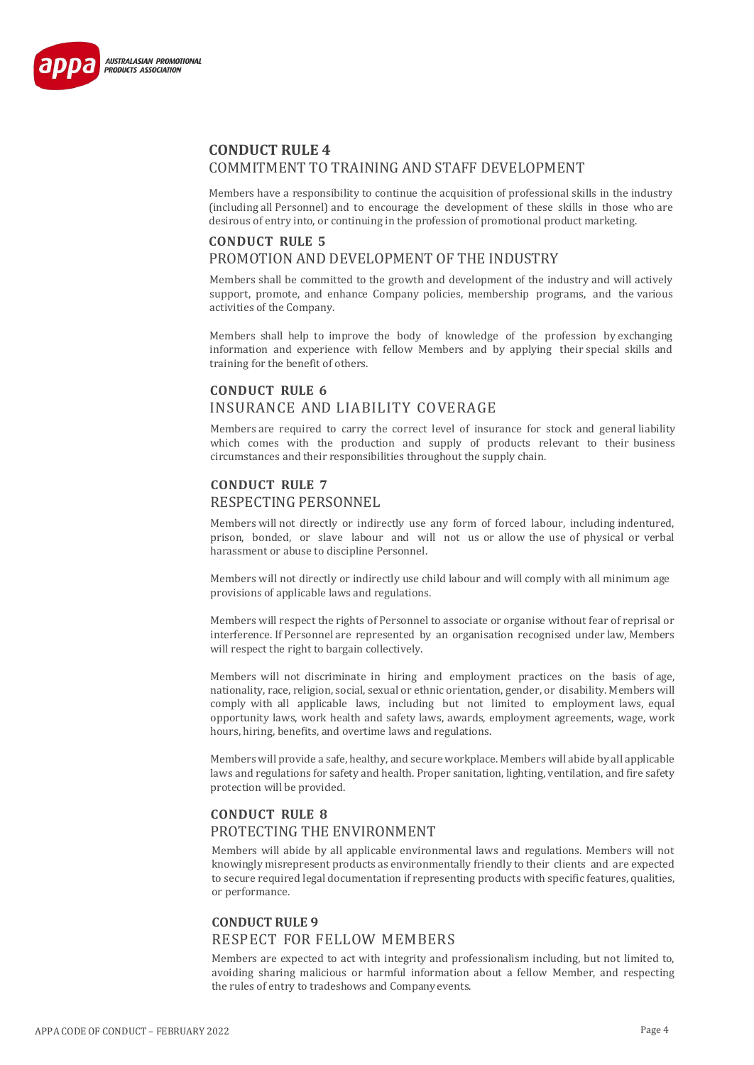## CONDUCT RULE 4

### COMMITMENT TO TRAINING AND STAFF DEVELOPMENT

Members have a responsibility to continue the acquisition of professional skills in the industry (including all Personnel) and to encourage the development of these skills in those who are desirous of entry into, or continuing in the profession of promotional product marketing.

## CONDUCT RULE 5

### PROMOTION AND DEVELOPMENT OF THE INDUSTRY

Members shall be committed to the growth and development of the industry and will actively support, promote, and enhance Company policies, membership programs, and the various activities of the Company.

Members shall help to improve the body of knowledge of the profession by exchanging information and experience with fellow Members and by applying their special skills and training for the benefit of others.

## CONDUCT RULE 6

### INSURANCE AND LIABILITY COVERAGE

Members are required to carry the correct level of insurance for stock and general liability which comes with the production and supply of products relevant to their business circumstances and their responsibilities throughout the supply chain.

## CONDUCT RULE 7

### RESPECTING PERSONNEL

Members will not directly or indirectly use any form of forced labour, including indentured, prison, bonded, or slave labour and will not us or allow the use of physical or verbal harassment or abuse to discipline Personnel.

Members will not directly or indirectly use child labour and will comply with all minimum age provisions of applicable laws and regulations.

Members will respect the rights of Personnel to associate or organise without fear of reprisal or interference. If Personnel are represented by an organisation recognised under law, Members will respect the right to bargain collectively.

Members will not discriminate in hiring and employment practices on the basis of age, nationality, race, religion, social, sexual or ethnic orientation, gender, or disability. Members will comply with all applicable laws, including but not limited to employment laws, equal opportunity laws, work health and safety laws, awards, employment agreements, wage, work hours, hiring, benefits, and overtime laws and regulations.

Members will provide a safe, healthy, and secure workplace. Members will abide by all applicable laws and regulations for safety and health. Proper sanitation, lighting, ventilation, and fire safety protection will be provided.

## CONDUCT RULE 8

### PROTECTING THE ENVIRONMENT

Members will abide by all applicable environmental laws and regulations. Members will not knowingly misrepresent products as environmentally friendly to their clients and are expected to secure required legal documentation if representing products with specific features, qualities, or performance.

## CONDUCT RULE 9

### RESPECT FOR FELLOW MEMBERS

Members are expected to act with integrity and professionalism including, but not limited to, avoiding sharing malicious or harmful information about a fellow Member, and respecting the rules of entry to tradeshows and Company events.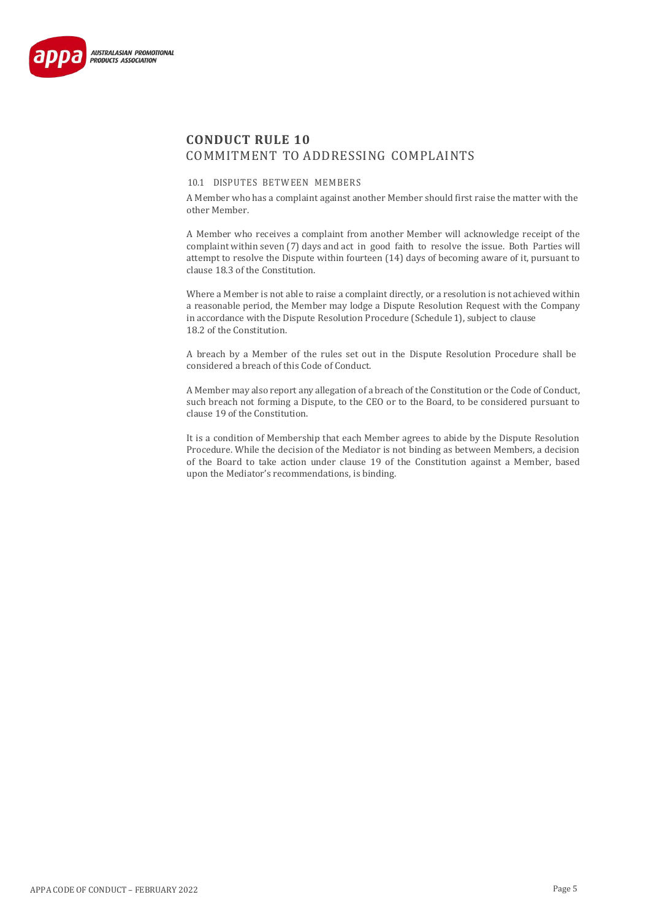## CONDUCT RULE 10
COMMITMENT TO ADDRESSING COMPLAINTS

### 10.1 DISPUTES BETWEEN MEMBERS

A Member who has a complaint against another Member should first raise the matter with the other Member.

A Member who receives a complaint from another Member will acknowledge receipt of the complaint within seven (7) days and act in good faith to resolve the issue. Both Parties will attempt to resolve the Dispute within fourteen (14) days of becoming aware of it, pursuant to clause 18.3 of the Constitution.

Where a Member is not able to raise a complaint directly, or a resolution is not achieved within a reasonable period, the Member may lodge a Dispute Resolution Request with the Company in accordance with the Dispute Resolution Procedure (Schedule 1), subject to clause 18.2 of the Constitution.

A breach by a Member of the rules set out in the Dispute Resolution Procedure shall be considered a breach of this Code of Conduct.

A Member may also report any allegation of a breach of the Constitution or the Code of Conduct, such breach not forming a Dispute, to the CEO or to the Board, to be considered pursuant to clause 19 of the Constitution.

It is a condition of Membership that each Member agrees to abide by the Dispute Resolution Procedure. While the decision of the Mediator is not binding as between Members, a decision of the Board to take action under clause 19 of the Constitution against a Member, based upon the Mediator's recommendations, is binding.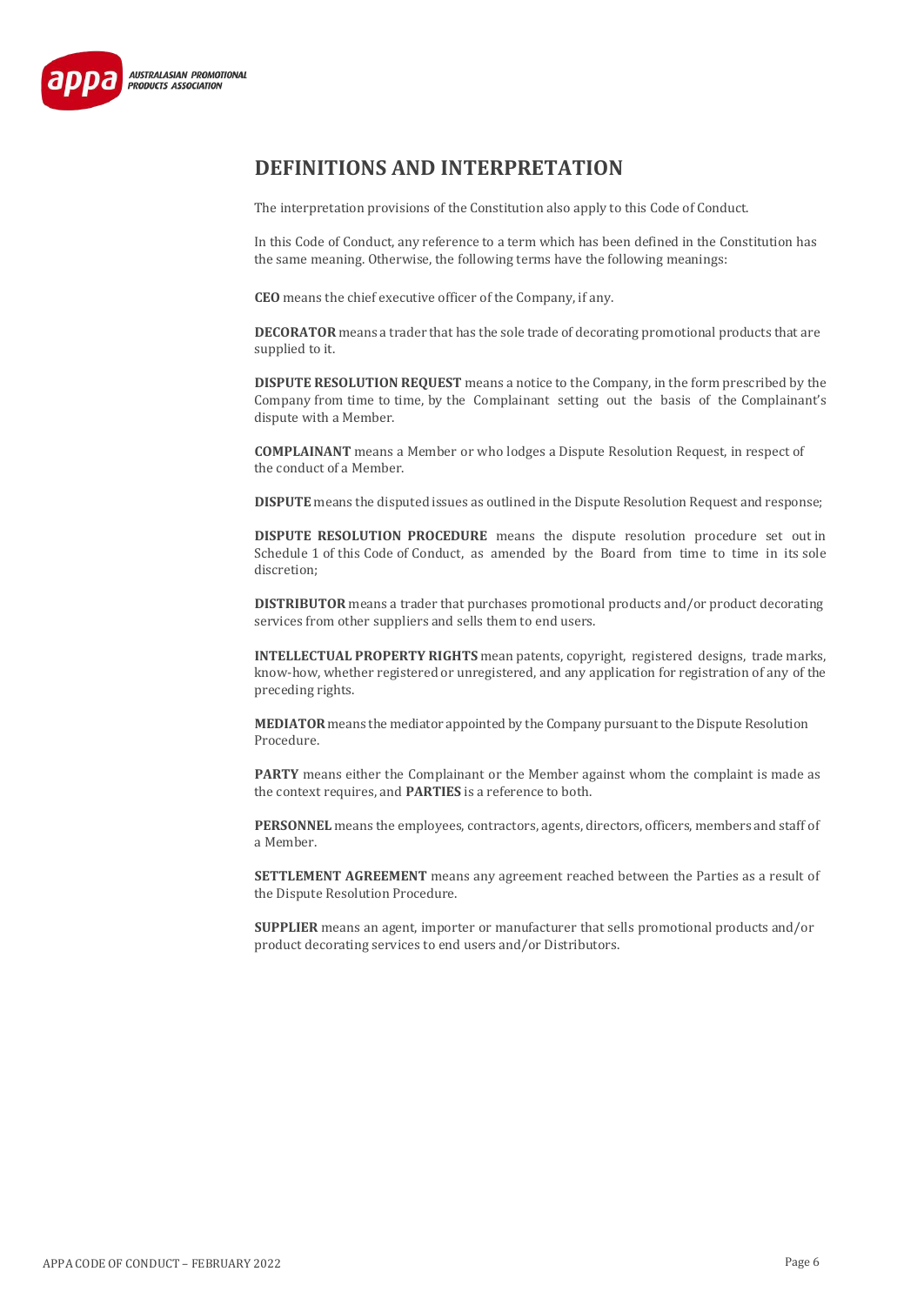## DEFINITIONS AND INTERPRETATION

The interpretation provisions of the Constitution also apply to this Code of Conduct.

In this Code of Conduct, any reference to a term which has been defined in the Constitution has the same meaning. Otherwise, the following terms have the following meanings:

**CEO** means the chief executive officer of the Company, if any.

**DECORATOR** means a trader that has the sole trade of decorating promotional products that are supplied to it.

**DISPUTE RESOLUTION REQUEST** means a notice to the Company, in the form prescribed by the Company from time to time, by the Complainant setting out the basis of the Complainant's dispute with a Member.

**COMPLAINANT** means a Member or who lodges a Dispute Resolution Request, in respect of the conduct of a Member.

**DISPUTE** means the disputed issues as outlined in the Dispute Resolution Request and response;

**DISPUTE RESOLUTION PROCEDURE** means the dispute resolution procedure set out in Schedule 1 of this Code of Conduct, as amended by the Board from time to time in its sole discretion;

**DISTRIBUTOR** means a trader that purchases promotional products and/or product decorating services from other suppliers and sells them to end users.

**INTELLECTUAL PROPERTY RIGHTS** mean patents, copyright, registered designs, trade marks, know-how, whether registered or unregistered, and any application for registration of any of the preceding rights.

**MEDIATOR** means the mediator appointed by the Company pursuant to the Dispute Resolution Procedure.

**PARTY** means either the Complainant or the Member against whom the complaint is made as the context requires, and **PARTIES** is a reference to both.

**PERSONNEL** means the employees, contractors, agents, directors, officers, members and staff of a Member.

**SETTLEMENT AGREEMENT** means any agreement reached between the Parties as a result of the Dispute Resolution Procedure.

**SUPPLIER** means an agent, importer or manufacturer that sells promotional products and/or product decorating services to end users and/or Distributors.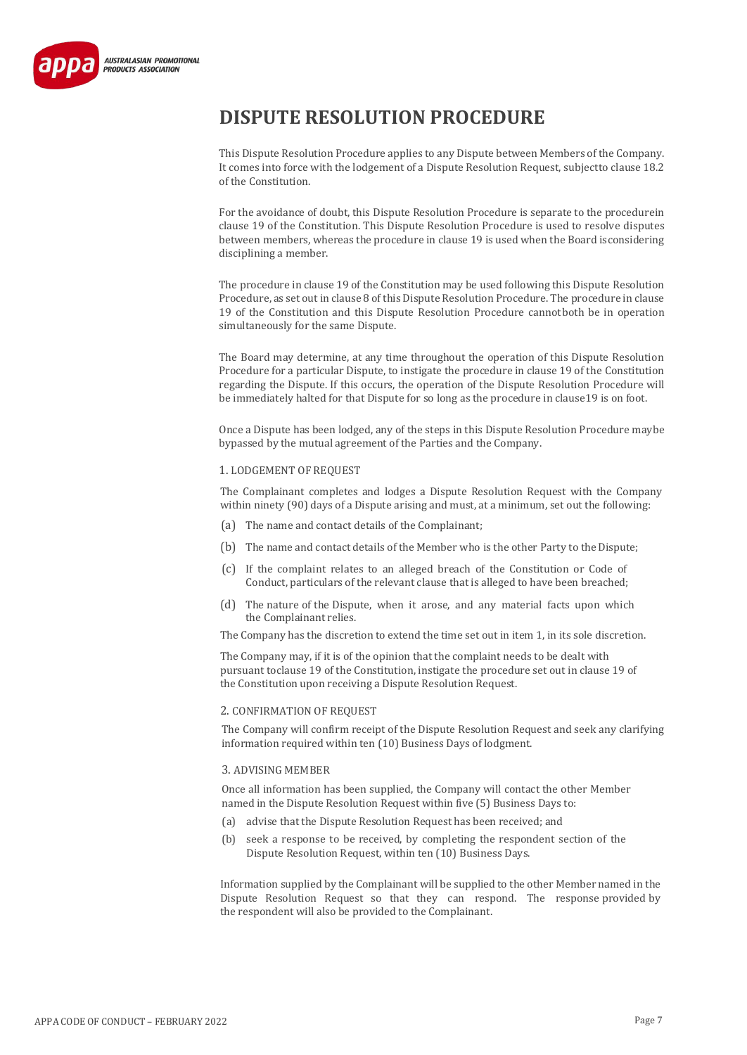# DISPUTE RESOLUTION PROCEDURE

This Dispute Resolution Procedure applies to any Dispute between Members of the Company. It comes into force with the lodgement of a Dispute Resolution Request, subjectto clause 18.2 of the Constitution.

For the avoidance of doubt, this Dispute Resolution Procedure is separate to the procedurein clause 19 of the Constitution. This Dispute Resolution Procedure is used to resolve disputes between members, whereas the procedure in clause 19 is used when the Board isconsidering disciplining a member.

The procedure in clause 19 of the Constitution may be used following this Dispute Resolution Procedure, as set out in clause 8 of this Dispute Resolution Procedure. The procedure in clause 19 of the Constitution and this Dispute Resolution Procedure cannotboth be in operation simultaneously for the same Dispute.

The Board may determine, at any time throughout the operation of this Dispute Resolution Procedure for a particular Dispute, to instigate the procedure in clause 19 of the Constitution regarding the Dispute. If this occurs, the operation of the Dispute Resolution Procedure will be immediately halted for that Dispute for so long as the procedure in clause19 is on foot.

Once a Dispute has been lodged, any of the steps in this Dispute Resolution Procedure maybe bypassed by the mutual agreement of the Parties and the Company.

## 1. LODGEMENT OF REQUEST

The Complainant completes and lodges a Dispute Resolution Request with the Company within ninety (90) days of a Dispute arising and must, at a minimum, set out the following:

(a) The name and contact details of the Complainant;

(b) The name and contact details of the Member who is the other Party to the Dispute;

(c) If the complaint relates to an alleged breach of the Constitution or Code of Conduct, particulars of the relevant clause that is alleged to have been breached;

(d) The nature of the Dispute, when it arose, and any material facts upon which the Complainant relies.

The Company has the discretion to extend the time set out in item 1, in its sole discretion.

The Company may, if it is of the opinion that the complaint needs to be dealt with pursuant toclause 19 of the Constitution, instigate the procedure set out in clause 19 of the Constitution upon receiving a Dispute Resolution Request.

## 2. CONFIRMATION OF REQUEST

The Company will confirm receipt of the Dispute Resolution Request and seek any clarifying information required within ten (10) Business Days of lodgment.

## 3. ADVISING MEMBER

Once all information has been supplied, the Company will contact the other Member named in the Dispute Resolution Request within five (5) Business Days to:

(a) advise that the Dispute Resolution Request has been received; and

(b) seek a response to be received, by completing the respondent section of the Dispute Resolution Request, within ten (10) Business Days.

Information supplied by the Complainant will be supplied to the other Member named in the Dispute Resolution Request so that they can respond. The response provided by the respondent will also be provided to the Complainant.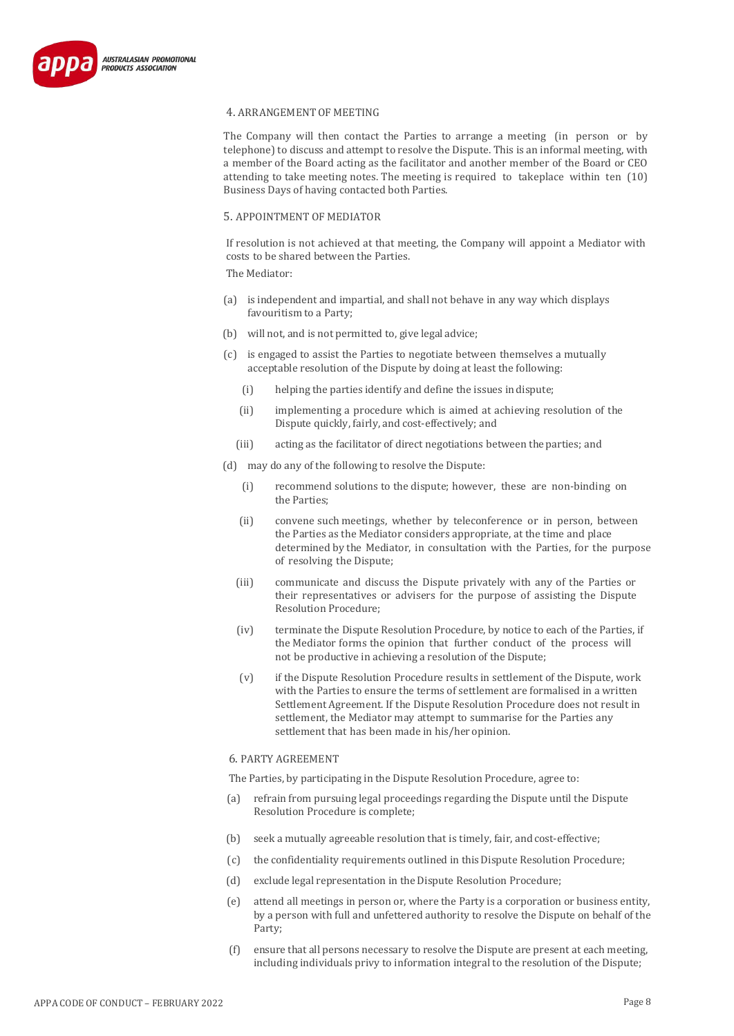## 4. ARRANGEMENT OF MEETING

The Company will then contact the Parties to arrange a meeting (in person or by telephone) to discuss and attempt to resolve the Dispute. This is an informal meeting, with a member of the Board acting as the facilitator and another member of the Board or CEO attending to take meeting notes. The meeting is required to takeplace within ten (10) Business Days of having contacted both Parties.

## 5. APPOINTMENT OF MEDIATOR

If resolution is not achieved at that meeting, the Company will appoint a Mediator with costs to be shared between the Parties.

The Mediator:

(a) is independent and impartial, and shall not behave in any way which displays favouritism to a Party;

(b) will not, and is not permitted to, give legal advice;

(c) is engaged to assist the Parties to negotiate between themselves a mutually acceptable resolution of the Dispute by doing at least the following:

   (i) helping the parties identify and define the issues in dispute;

   (ii) implementing a procedure which is aimed at achieving resolution of the Dispute quickly, fairly, and cost-effectively; and

   (iii) acting as the facilitator of direct negotiations between the parties; and

(d) may do any of the following to resolve the Dispute:

   (i) recommend solutions to the dispute; however, these are non-binding on the Parties;

   (ii) convene such meetings, whether by teleconference or in person, between the Parties as the Mediator considers appropriate, at the time and place determined by the Mediator, in consultation with the Parties, for the purpose of resolving the Dispute;

   (iii) communicate and discuss the Dispute privately with any of the Parties or their representatives or advisers for the purpose of assisting the Dispute Resolution Procedure;

   (iv) terminate the Dispute Resolution Procedure, by notice to each of the Parties, if the Mediator forms the opinion that further conduct of the process will not be productive in achieving a resolution of the Dispute;

   (v) if the Dispute Resolution Procedure results in settlement of the Dispute, work with the Parties to ensure the terms of settlement are formalised in a written Settlement Agreement. If the Dispute Resolution Procedure does not result in settlement, the Mediator may attempt to summarise for the Parties any settlement that has been made in his/her opinion.

## 6. PARTY AGREEMENT

The Parties, by participating in the Dispute Resolution Procedure, agree to:

(a) refrain from pursuing legal proceedings regarding the Dispute until the Dispute Resolution Procedure is complete;

(b) seek a mutually agreeable resolution that is timely, fair, and cost-effective;

(c) the confidentiality requirements outlined in this Dispute Resolution Procedure;

(d) exclude legal representation in the Dispute Resolution Procedure;

(e) attend all meetings in person or, where the Party is a corporation or business entity, by a person with full and unfettered authority to resolve the Dispute on behalf of the Party;

(f) ensure that all persons necessary to resolve the Dispute are present at each meeting, including individuals privy to information integral to the resolution of the Dispute;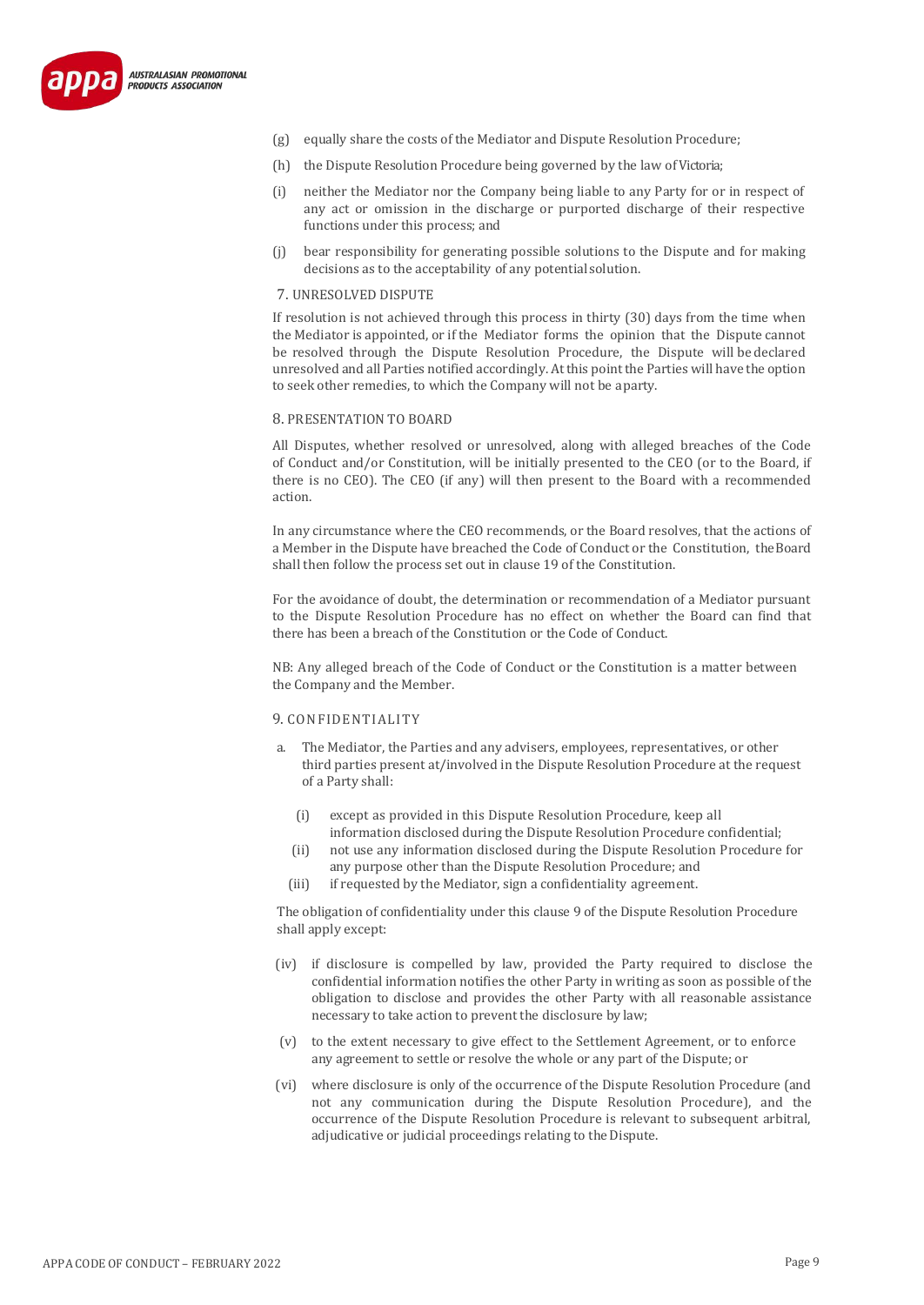(g) equally share the costs of the Mediator and Dispute Resolution Procedure;

(h) the Dispute Resolution Procedure being governed by the law of Victoria;

(i) neither the Mediator nor the Company being liable to any Party for or in respect of any act or omission in the discharge or purported discharge of their respective functions under this process; and

(j) bear responsibility for generating possible solutions to the Dispute and for making decisions as to the acceptability of any potential solution.

## 7. UNRESOLVED DISPUTE

If resolution is not achieved through this process in thirty (30) days from the time when the Mediator is appointed, or if the Mediator forms the opinion that the Dispute cannot be resolved through the Dispute Resolution Procedure, the Dispute will be declared unresolved and all Parties notified accordingly. At this point the Parties will have the option to seek other remedies, to which the Company will not be a party.

## 8. PRESENTATION TO BOARD

All Disputes, whether resolved or unresolved, along with alleged breaches of the Code of Conduct and/or Constitution, will be initially presented to the CEO (or to the Board, if there is no CEO). The CEO (if any) will then present to the Board with a recommended action.

In any circumstance where the CEO recommends, or the Board resolves, that the actions of a Member in the Dispute have breached the Code of Conduct or the Constitution, the Board shall then follow the process set out in clause 19 of the Constitution.

For the avoidance of doubt, the determination or recommendation of a Mediator pursuant to the Dispute Resolution Procedure has no effect on whether the Board can find that there has been a breach of the Constitution or the Code of Conduct.

NB: Any alleged breach of the Code of Conduct or the Constitution is a matter between the Company and the Member.

## 9. CONFIDENTIALITY

a. The Mediator, the Parties and any advisers, employees, representatives, or other third parties present at/involved in the Dispute Resolution Procedure at the request of a Party shall:

   (i) except as provided in this Dispute Resolution Procedure, keep all information disclosed during the Dispute Resolution Procedure confidential;

   (ii) not use any information disclosed during the Dispute Resolution Procedure for any purpose other than the Dispute Resolution Procedure; and

   (iii) if requested by the Mediator, sign a confidentiality agreement.

The obligation of confidentiality under this clause 9 of the Dispute Resolution Procedure shall apply except:

(iv) if disclosure is compelled by law, provided the Party required to disclose the confidential information notifies the other Party in writing as soon as possible of the obligation to disclose and provides the other Party with all reasonable assistance necessary to take action to prevent the disclosure by law;

(v) to the extent necessary to give effect to the Settlement Agreement, or to enforce any agreement to settle or resolve the whole or any part of the Dispute; or

(vi) where disclosure is only of the occurrence of the Dispute Resolution Procedure (and not any communication during the Dispute Resolution Procedure), and the occurrence of the Dispute Resolution Procedure is relevant to subsequent arbitral, adjudicative or judicial proceedings relating to the Dispute.